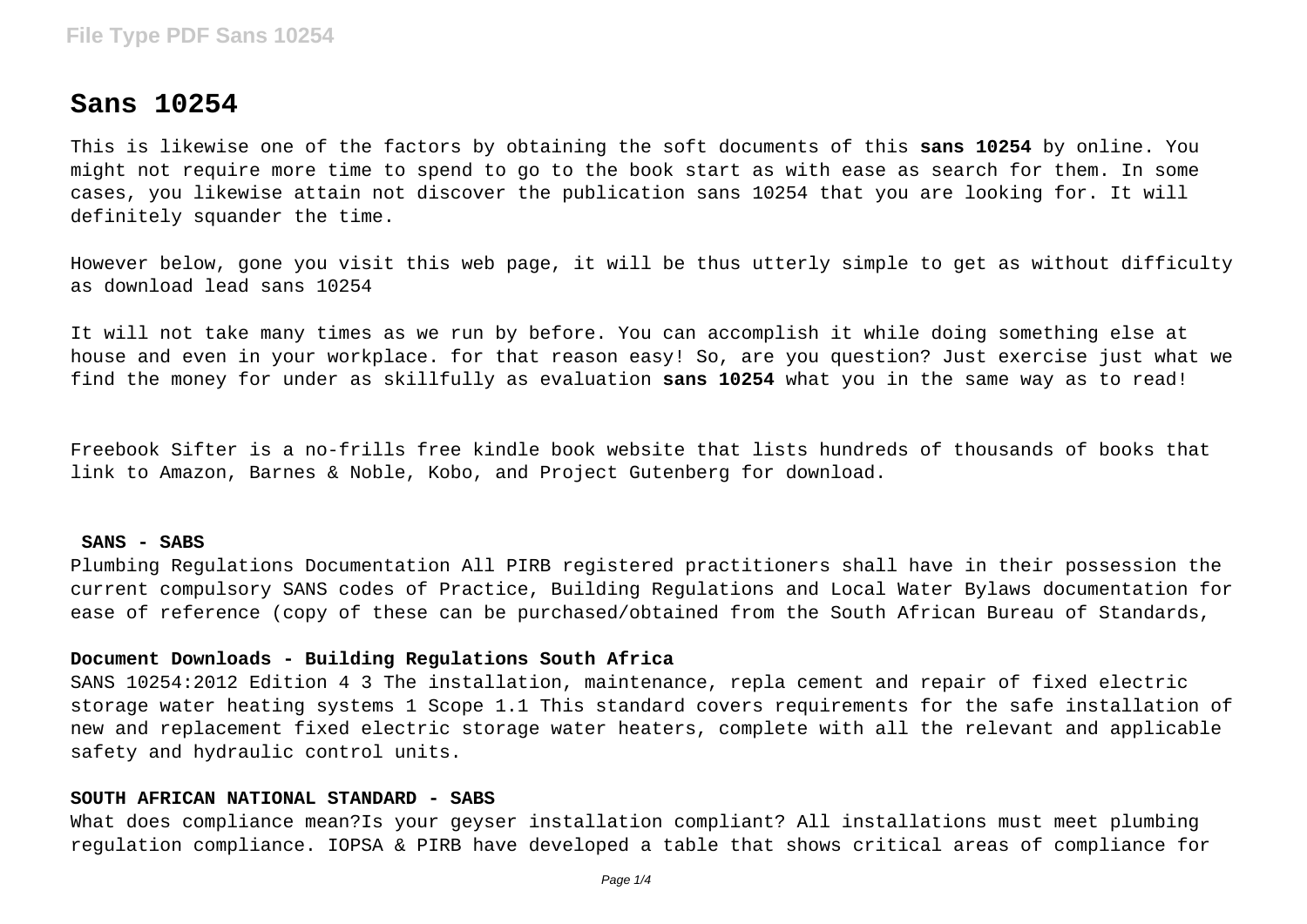# Sans 10254

This is likewise one of the factors by obtaining the soft documents of this **sans 10254** by online. You might not require more time to spend to go to the book start as with ease as search for them. In some cases, you likewise attain not discover the publication sans 10254 that you are looking for. It will definitely squander the time.

However below, gone you visit this web page, it will be thus utterly simple to get as without difficulty as download lead sans 10254

It will not take many times as we run by before. You can accomplish it while doing something else at house and even in your workplace. for that reason easy! So, are you question? Just exercise just what we find the money for under as skillfully as evaluation **sans 10254** what you in the same way as to read!

Freebook Sifter is a no-frills free kindle book website that lists hundreds of thousands of books that link to Amazon, Barnes & Noble, Kobo, and Project Gutenberg for download.

### SANS - SABS

Plumbing Regulations Documentation All PIRB registered practitioners shall have in their possession the current compulsory SANS codes of Practice, Building Regulations and Local Water Bylaws documentation for ease of reference (copy of these can be purchased/obtained from the South African Bureau of Standards,

### Document Downloads - Building Regulations South Africa

SANS 10254:2012 Edition 4 3 The installation, maintenance, repla cement and repair of fixed electric storage water heating systems 1 Scope 1.1 This standard covers requirements for the safe installation of new and replacement fixed electric storage water heaters, complete with all the relevant and applicable safety and hydraulic control units.

### SOUTH AFRICAN NATIONAL STANDARD - SABS

What does compliance mean?Is your geyser installation compliant? All installations must meet plumbing regulation compliance. IOPSA & PIRB have developed a table that shows critical areas of compliance for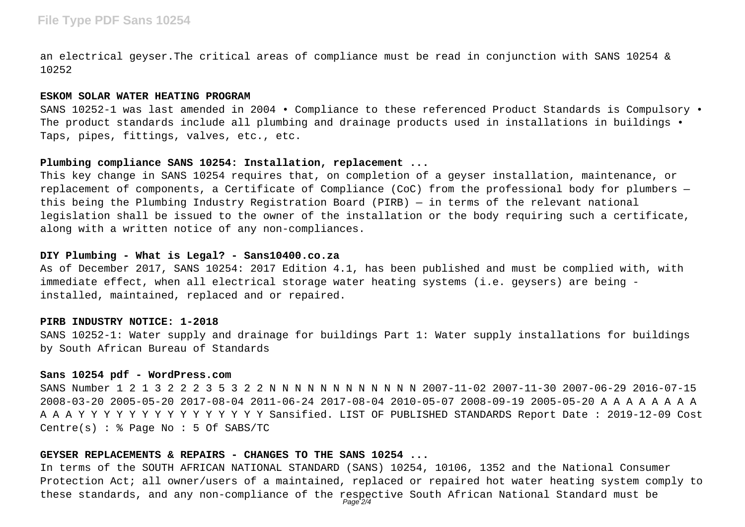an electrical geyser.The critical areas of compliance must be read in conjunction with SANS 10254 & 10252

#### ESKOM SOLAR WATER HEATING PROGRAM

SANS 10252-1 was last amended in 2004 • Compliance to these referenced Product Standards is Compulsory • The product standards include all plumbing and drainage products used in installations in buildings • Taps, pipes, fittings, valves, etc., etc.

#### Plumbing compliance SANS 10254: Installation, replacement ...

This key change in SANS 10254 requires that, on completion of a geyser installation, maintenance, or replacement of components, a Certificate of Compliance (CoC) from the professional body for plumbers — this being the Plumbing Industry Registration Board (PIRB) — in terms of the relevant national legislation shall be issued to the owner of the installation or the body requiring such a certificate, along with a written notice of any non-compliances.

#### DIY Plumbing - What is Legal? - Sans10400.co.za

As of December 2017, SANS 10254: 2017 Edition 4.1, has been published and must be complied with, with immediate effect, when all electrical storage water heating systems (i.e. geysers) are being - installed, maintained, replaced and or repaired.

#### PIRB INDUSTRY NOTICE: 1-2018

SANS 10252-1: Water supply and drainage for buildings Part 1: Water supply installations for buildings by South African Bureau of Standards

#### Sans 10254 pdf - WordPress.com

SANS Number 1 2 1 3 2 2 2 3 5 3 2 2 N N N N N N N N N N N N 2007-11-02 2007-11-30 2007-06-29 2016-07-15 2008-03-20 2005-05-20 2017-08-04 2011-06-24 2017-08-04 2010-05-07 2008-09-19 2005-05-20 A A A A A A A A A A A Y Y Y Y Y Y Y Y Y Y Y Y Y Y Y Y Sansified. LIST OF PUBLISHED STANDARDS Report Date : 2019-12-09 Cost Centre(s) : % Page No : 5 Of SABS/TC

#### GEYSER REPLACEMENTS & REPAIRS - CHANGES TO THE SANS 10254 ...

In terms of the SOUTH AFRICAN NATIONAL STANDARD (SANS) 10254, 10106, 1352 and the National Consumer Protection Act; all owner/users of a maintained, replaced or repaired hot water heating system comply to these standards, and any non-compliance of the respective South African National Standard must be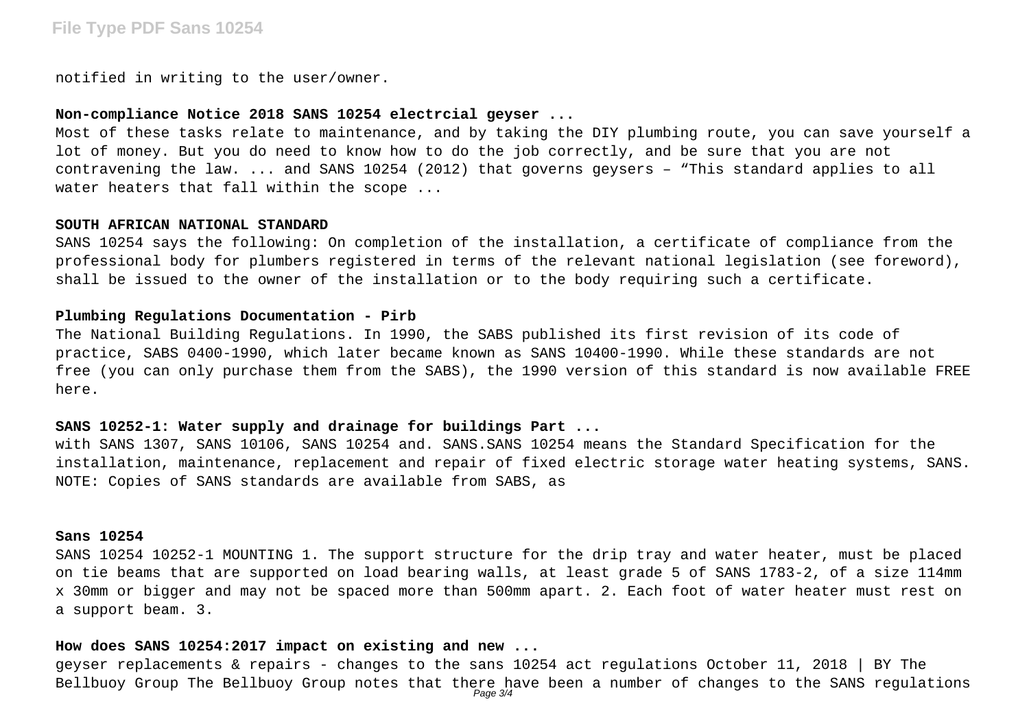notified in writing to the user/owner.

### Non-compliance Notice 2018 SANS 10254 electrcial geyser ...

Most of these tasks relate to maintenance, and by taking the DIY plumbing route, you can save yourself a lot of money. But you do need to know how to do the job correctly, and be sure that you are not contravening the law. ... and SANS 10254 (2012) that governs geysers – "This standard applies to all water heaters that fall within the scope ...

### SOUTH AFRICAN NATIONAL STANDARD

SANS 10254 says the following: On completion of the installation, a certificate of compliance from the professional body for plumbers registered in terms of the relevant national legislation (see foreword), shall be issued to the owner of the installation or to the body requiring such a certificate.

### Plumbing Regulations Documentation - Pirb

The National Building Regulations. In 1990, the SABS published its first revision of its code of practice, SABS 0400-1990, which later became known as SANS 10400-1990. While these standards are not free (you can only purchase them from the SABS), the 1990 version of this standard is now available FREE here.

### SANS 10252-1: Water supply and drainage for buildings Part ...

with SANS 1307, SANS 10106, SANS 10254 and. SANS.SANS 10254 means the Standard Specification for the installation, maintenance, replacement and repair of fixed electric storage water heating systems, SANS. NOTE: Copies of SANS standards are available from SABS, as

### Sans 10254

SANS 10254 10252-1 MOUNTING 1. The support structure for the drip tray and water heater, must be placed on tie beams that are supported on load bearing walls, at least grade 5 of SANS 1783-2, of a size 114mm x 30mm or bigger and may not be spaced more than 500mm apart. 2. Each foot of water heater must rest on a support beam. 3.

### How does SANS 10254:2017 impact on existing and new ...

geyser replacements & repairs - changes to the sans 10254 act regulations October 11, 2018 | BY The Bellbuoy Group The Bellbuoy Group notes that there have been a number of changes to the SANS regulations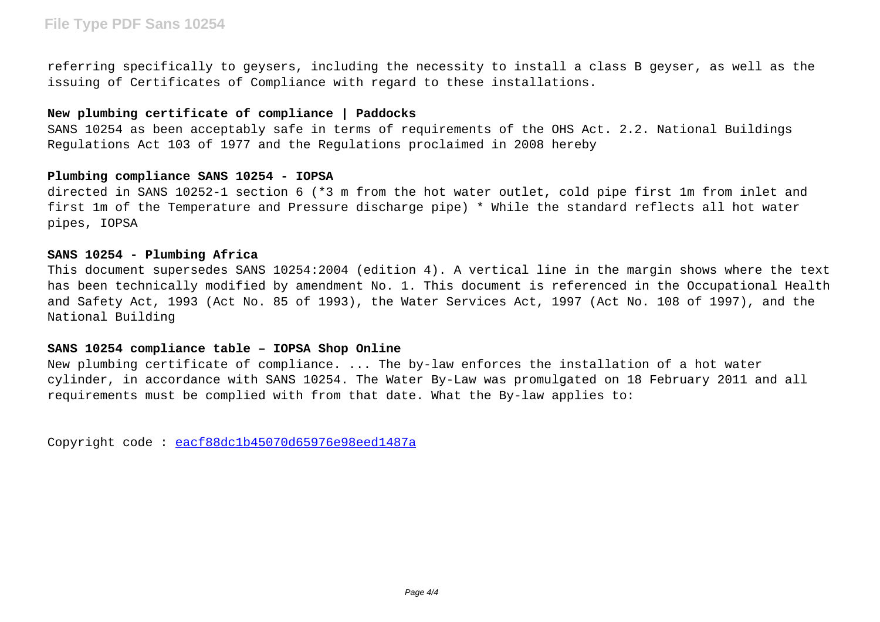referring specifically to geysers, including the necessity to install a class B geyser, as well as the issuing of Certificates of Compliance with regard to these installations.

**New plumbing certificate of compliance | Paddocks**

SANS 10254 as been acceptably safe in terms of requirements of the OHS Act. 2.2. National Buildings Regulations Act 103 of 1977 and the Regulations proclaimed in 2008 hereby

**Plumbing compliance SANS 10254 - IOPSA**

directed in SANS 10252-1 section 6 (*3 m from the hot water outlet, cold pipe first 1m from inlet and first 1m of the Temperature and Pressure discharge pipe) * While the standard reflects all hot water pipes, IOPSA

**SANS 10254 - Plumbing Africa**

This document supersedes SANS 10254:2004 (edition 4). A vertical line in the margin shows where the text has been technically modified by amendment No. 1. This document is referenced in the Occupational Health and Safety Act, 1993 (Act No. 85 of 1993), the Water Services Act, 1997 (Act No. 108 of 1997), and the National Building

**SANS 10254 compliance table – IOPSA Shop Online**

New plumbing certificate of compliance. ... The by-law enforces the installation of a hot water cylinder, in accordance with SANS 10254. The Water By-Law was promulgated on 18 February 2011 and all requirements must be complied with from that date. What the By-law applies to:

Copyright code : eacf88dc1b45070d65976e98eed1487a